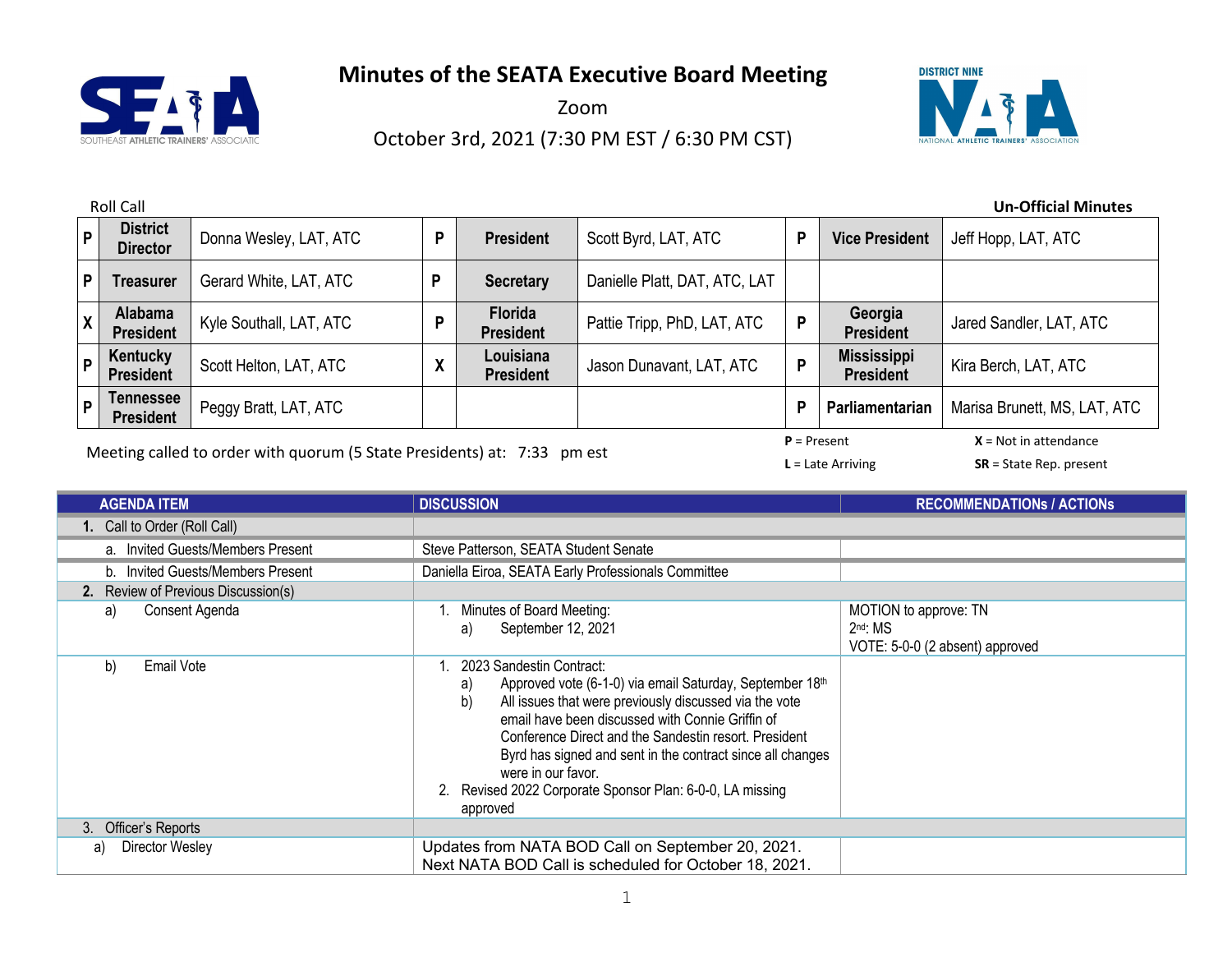# Minutes of the SEATA Executive Board Meeting

Zoom

October 3rd, 2021 (7:30 PM EST / 6:30 PM CST)

Roll Call

**Un-Official Minutes**

| | | | | | | | | |
|---|---|---|---|---|---|---|---|---|
| P | **District Director** | Donna Wesley, LAT, ATC | P | **President** | Scott Byrd, LAT, ATC | P | **Vice President** | Jeff Hopp, LAT, ATC |
| P | **Treasurer** | Gerard White, LAT, ATC | P | **Secretary** | Danielle Platt, DAT, ATC, LAT | | | |
| X | **Alabama President** | Kyle Southall, LAT, ATC | P | **Florida President** | Pattie Tripp, PhD, LAT, ATC | P | **Georgia President** | Jared Sandler, LAT, ATC |
| P | **Kentucky President** | Scott Helton, LAT, ATC | X | **Louisiana President** | Jason Dunavant, LAT, ATC | P | **Mississippi President** | Kira Berch, LAT, ATC |
| P | **Tennessee President** | Peggy Bratt, LAT, ATC | | | | P | **Parliamentarian** | Marisa Brunett, MS, LAT, ATC |

Meeting called to order with quorum (5 State Presidents) at: 7:33 pm est

**P** = Present　**X** = Not in attendance
**L** = Late Arriving　**SR** = State Rep. present

| AGENDA ITEM | DISCUSSION | RECOMMENDATIONs / ACTIONs |
|---|---|---|
| **1.** Call to Order (Roll Call) | | |
| a. Invited Guests/Members Present | Steve Patterson, SEATA Student Senate | |
| b. Invited Guests/Members Present | Daniella Eiroa, SEATA Early Professionals Committee | |
| **2.** Review of Previous Discussion(s) | | |
| a) Consent Agenda | 1. Minutes of Board Meeting:<br>a) September 12, 2021 | MOTION to approve: TN<br>2nd: MS<br>VOTE: 5-0-0 (2 absent) approved |
| b) Email Vote | 1. 2023 Sandestin Contract:<br>a) Approved vote (6-1-0) via email Saturday, September 18th<br>b) All issues that were previously discussed via the vote email have been discussed with Connie Griffin of Conference Direct and the Sandestin resort. President Byrd has signed and sent in the contract since all changes were in our favor.<br>2. Revised 2022 Corporate Sponsor Plan: 6-0-0, LA missing approved | |
| 3. Officer's Reports | | |
| a) Director Wesley | Updates from NATA BOD Call on September 20, 2021.<br>Next NATA BOD Call is scheduled for October 18, 2021. | |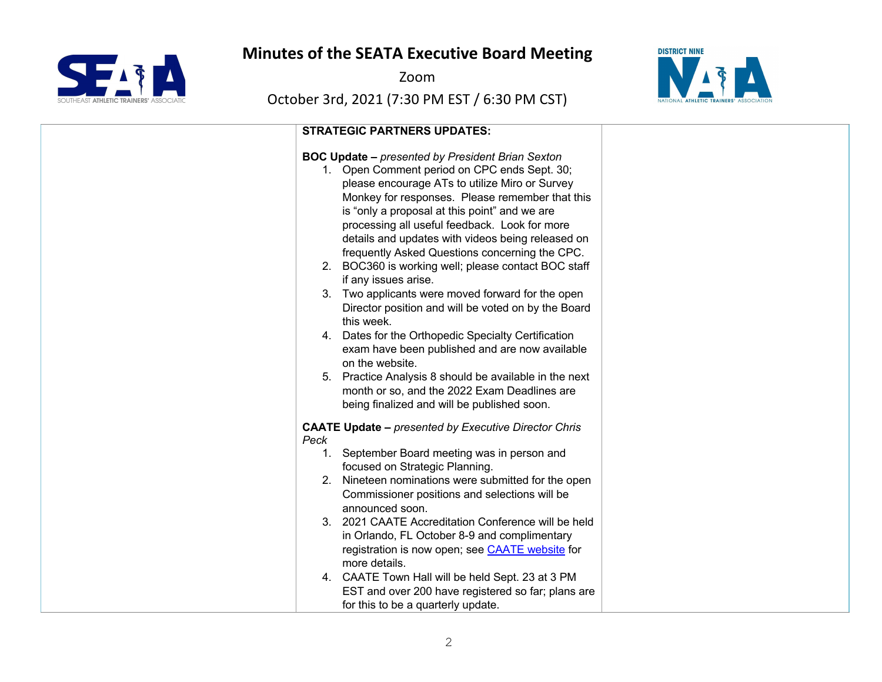# Minutes of the SEATA Executive Board Meeting

Zoom

October 3rd, 2021 (7:30 PM EST / 6:30 PM CST)

**STRATEGIC PARTNERS UPDATES:**

**BOC Update –** *presented by President Brian Sexton*

1. Open Comment period on CPC ends Sept. 30; please encourage ATs to utilize Miro or Survey Monkey for responses. Please remember that this is "only a proposal at this point" and we are processing all useful feedback. Look for more details and updates with videos being released on frequently Asked Questions concerning the CPC.
2. BOC360 is working well; please contact BOC staff if any issues arise.
3. Two applicants were moved forward for the open Director position and will be voted on by the Board this week.
4. Dates for the Orthopedic Specialty Certification exam have been published and are now available on the website.
5. Practice Analysis 8 should be available in the next month or so, and the 2022 Exam Deadlines are being finalized and will be published soon.

**CAATE Update –** *presented by Executive Director Chris Peck*

1. September Board meeting was in person and focused on Strategic Planning.
2. Nineteen nominations were submitted for the open Commissioner positions and selections will be announced soon.
3. 2021 CAATE Accreditation Conference will be held in Orlando, FL October 8-9 and complimentary registration is now open; see CAATE website for more details.
4. CAATE Town Hall will be held Sept. 23 at 3 PM EST and over 200 have registered so far; plans are for this to be a quarterly update.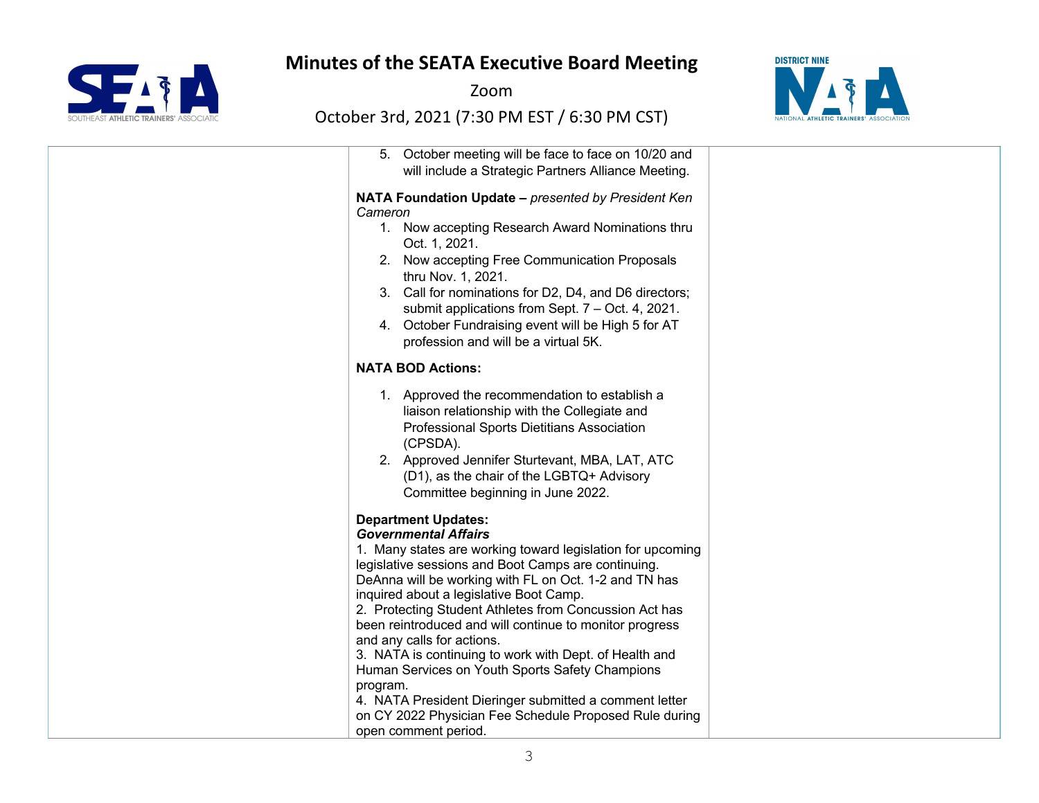5. October meeting will be face to face on 10/20 and will include a Strategic Partners Alliance Meeting.

**NATA Foundation Update –** *presented by President Ken Cameron*

1. Now accepting Research Award Nominations thru Oct. 1, 2021.
2. Now accepting Free Communication Proposals thru Nov. 1, 2021.
3. Call for nominations for D2, D4, and D6 directors; submit applications from Sept. 7 – Oct. 4, 2021.
4. October Fundraising event will be High 5 for AT profession and will be a virtual 5K.

**NATA BOD Actions:**

1. Approved the recommendation to establish a liaison relationship with the Collegiate and Professional Sports Dietitians Association (CPSDA).
2. Approved Jennifer Sturtevant, MBA, LAT, ATC (D1), as the chair of the LGBTQ+ Advisory Committee beginning in June 2022.

**Department Updates:**

***Governmental Affairs***

1. Many states are working toward legislation for upcoming legislative sessions and Boot Camps are continuing. DeAnna will be working with FL on Oct. 1-2 and TN has inquired about a legislative Boot Camp.
2. Protecting Student Athletes from Concussion Act has been reintroduced and will continue to monitor progress and any calls for actions.
3. NATA is continuing to work with Dept. of Health and Human Services on Youth Sports Safety Champions program.
4. NATA President Dieringer submitted a comment letter on CY 2022 Physician Fee Schedule Proposed Rule during open comment period.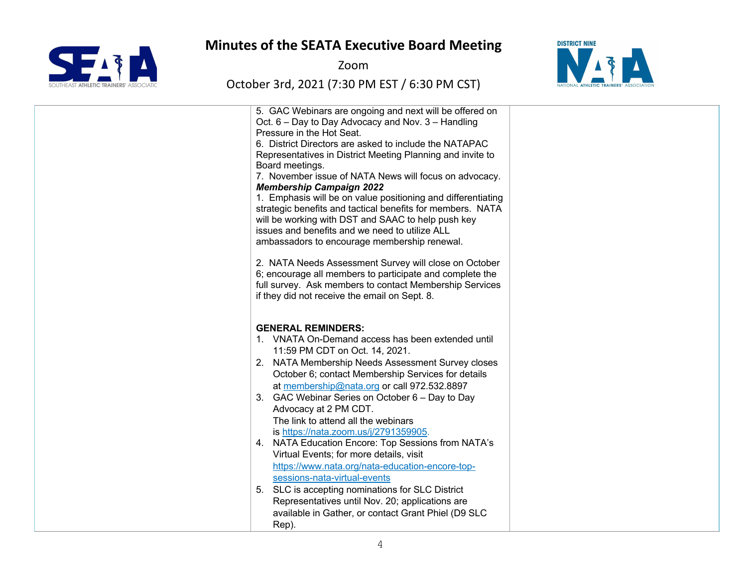# Minutes of the SEATA Executive Board Meeting

Zoom

October 3rd, 2021 (7:30 PM EST / 6:30 PM CST)

| | | |
|---|---|---|
| | 5. GAC Webinars are ongoing and next will be offered on Oct. 6 – Day to Day Advocacy and Nov. 3 – Handling Pressure in the Hot Seat.<br>6. District Directors are asked to include the NATAPAC Representatives in District Meeting Planning and invite to Board meetings.<br>7. November issue of NATA News will focus on advocacy.<br>***Membership Campaign 2022***<br>1. Emphasis will be on value positioning and differentiating strategic benefits and tactical benefits for members. NATA will be working with DST and SAAC to help push key issues and benefits and we need to utilize ALL ambassadors to encourage membership renewal.<br><br>2. NATA Needs Assessment Survey will close on October 6; encourage all members to participate and complete the full survey. Ask members to contact Membership Services if they did not receive the email on Sept. 8.<br><br>**GENERAL REMINDERS:**<br>1. VNATA On-Demand access has been extended until 11:59 PM CDT on Oct. 14, 2021.<br>2. NATA Membership Needs Assessment Survey closes October 6; contact Membership Services for details at membership@nata.org or call 972.532.8897<br>3. GAC Webinar Series on October 6 – Day to Day Advocacy at 2 PM CDT. The link to attend all the webinars is https://nata.zoom.us/j/2791359905.<br>4. NATA Education Encore: Top Sessions from NATA's Virtual Events; for more details, visit https://www.nata.org/nata-education-encore-top-sessions-nata-virtual-events<br>5. SLC is accepting nominations for SLC District Representatives until Nov. 20; applications are available in Gather, or contact Grant Phiel (D9 SLC Rep). | |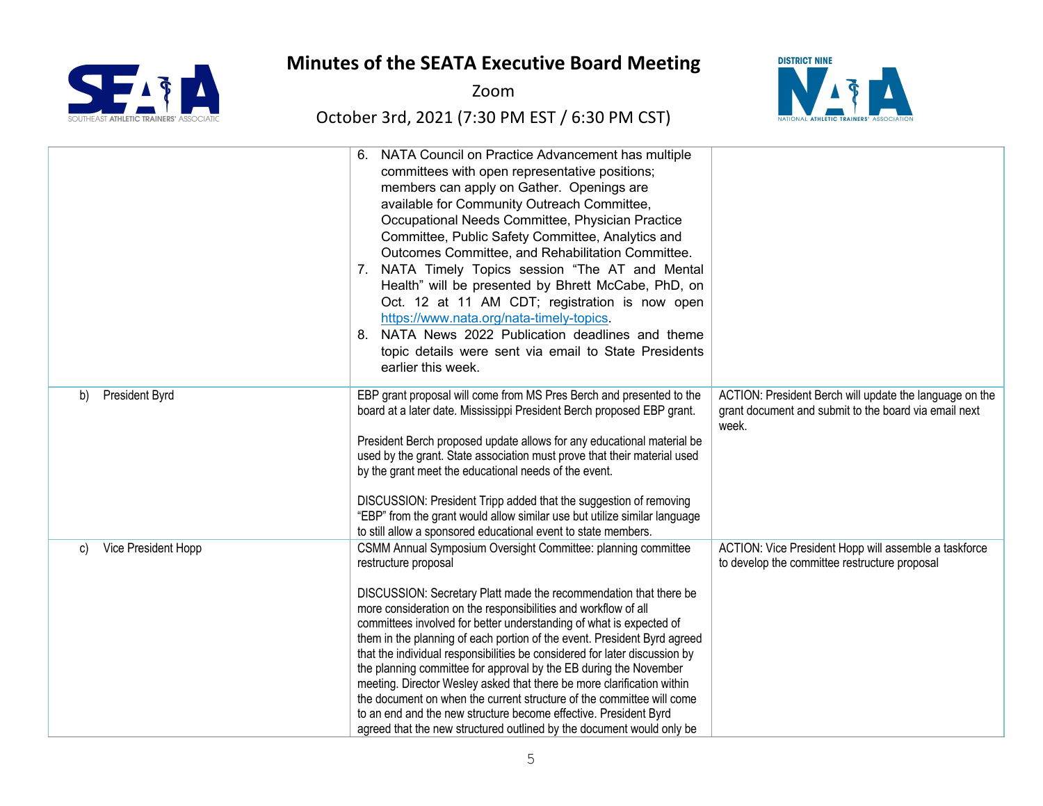# Minutes of the SEATA Executive Board Meeting

Zoom

October 3rd, 2021 (7:30 PM EST / 6:30 PM CST)

| | | |
|---|---|---|
| | 6. NATA Council on Practice Advancement has multiple committees with open representative positions; members can apply on Gather. Openings are available for Community Outreach Committee, Occupational Needs Committee, Physician Practice Committee, Public Safety Committee, Analytics and Outcomes Committee, and Rehabilitation Committee.<br>7. NATA Timely Topics session "The AT and Mental Health" will be presented by Bhrett McCabe, PhD, on Oct. 12 at 11 AM CDT; registration is now open https://www.nata.org/nata-timely-topics.<br>8. NATA News 2022 Publication deadlines and theme topic details were sent via email to State Presidents earlier this week. | |
| b) President Byrd | EBP grant proposal will come from MS Pres Berch and presented to the board at a later date. Mississippi President Berch proposed EBP grant.<br><br>President Berch proposed update allows for any educational material be used by the grant. State association must prove that their material used by the grant meet the educational needs of the event.<br><br>DISCUSSION: President Tripp added that the suggestion of removing "EBP" from the grant would allow similar use but utilize similar language to still allow a sponsored educational event to state members. | ACTION: President Berch will update the language on the grant document and submit to the board via email next week. |
| c) Vice President Hopp | CSMM Annual Symposium Oversight Committee: planning committee restructure proposal<br><br>DISCUSSION: Secretary Platt made the recommendation that there be more consideration on the responsibilities and workflow of all committees involved for better understanding of what is expected of them in the planning of each portion of the event. President Byrd agreed that the individual responsibilities be considered for later discussion by the planning committee for approval by the EB during the November meeting. Director Wesley asked that there be more clarification within the document on when the current structure of the committee will come to an end and the new structure become effective. President Byrd agreed that the new structured outlined by the document would only be | ACTION: Vice President Hopp will assemble a taskforce to develop the committee restructure proposal |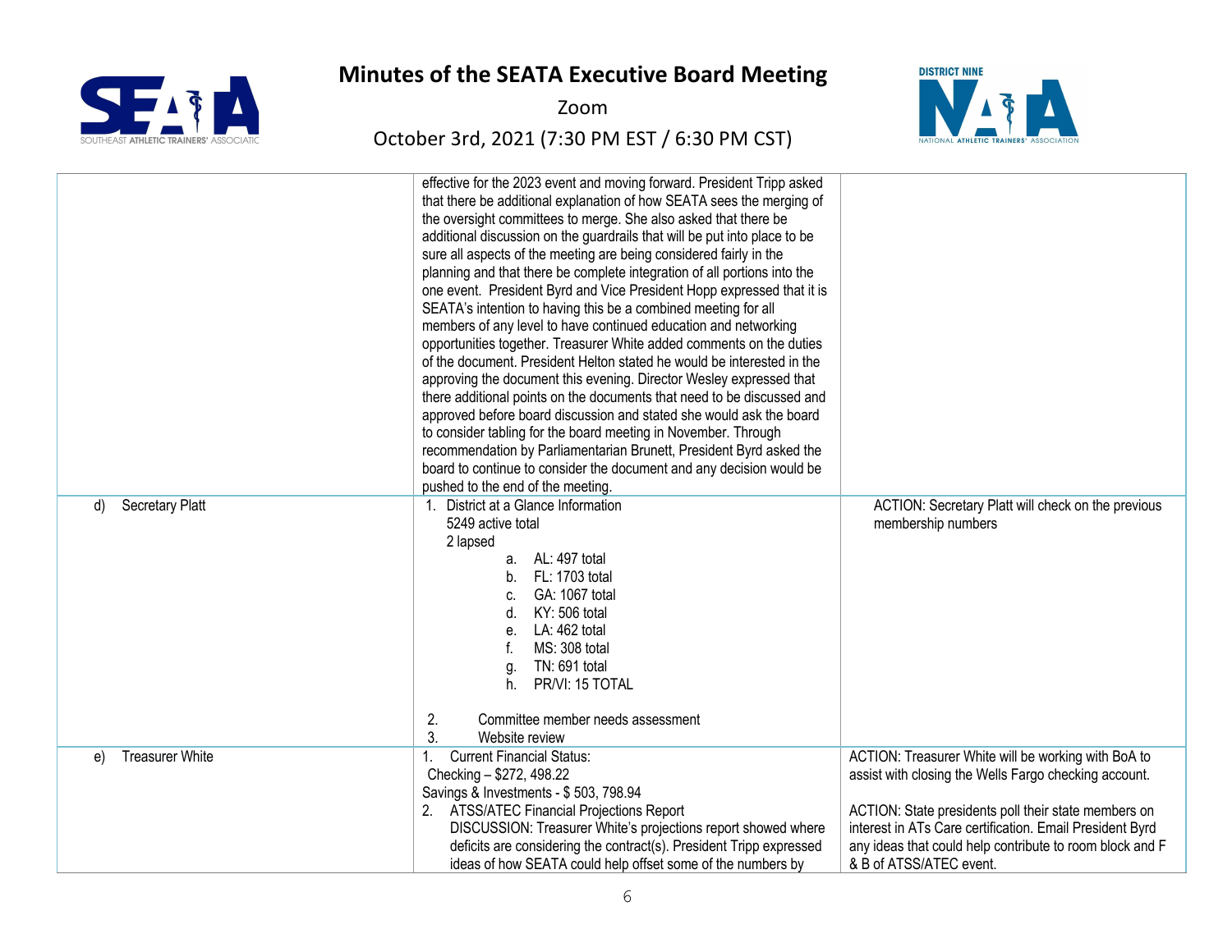# Minutes of the SEATA Executive Board Meeting

Zoom

October 3rd, 2021 (7:30 PM EST / 6:30 PM CST)

| | | |
|---|---|---|
| | effective for the 2023 event and moving forward. President Tripp asked that there be additional explanation of how SEATA sees the merging of the oversight committees to merge. She also asked that there be additional discussion on the guardrails that will be put into place to be sure all aspects of the meeting are being considered fairly in the planning and that there be complete integration of all portions into the one event. President Byrd and Vice President Hopp expressed that it is SEATA's intention to having this be a combined meeting for all members of any level to have continued education and networking opportunities together. Treasurer White added comments on the duties of the document. President Helton stated he would be interested in the approving the document this evening. Director Wesley expressed that there additional points on the documents that need to be discussed and approved before board discussion and stated she would ask the board to consider tabling for the board meeting in November. Through recommendation by Parliamentarian Brunett, President Byrd asked the board to continue to consider the document and any decision would be pushed to the end of the meeting. | |
| d) Secretary Platt | 1. District at a Glance Information<br>5249 active total<br>2 lapsed<br>a. AL: 497 total<br>b. FL: 1703 total<br>c. GA: 1067 total<br>d. KY: 506 total<br>e. LA: 462 total<br>f. MS: 308 total<br>g. TN: 691 total<br>h. PR/VI: 15 TOTAL<br><br>2. Committee member needs assessment<br>3. Website review | ACTION: Secretary Platt will check on the previous membership numbers |
| e) Treasurer White | 1. Current Financial Status:<br>Checking – $272, 498.22<br>Savings & Investments - $ 503, 798.94<br>2. ATSS/ATEC Financial Projections Report<br>DISCUSSION: Treasurer White's projections report showed where deficits are considering the contract(s). President Tripp expressed ideas of how SEATA could help offset some of the numbers by | ACTION: Treasurer White will be working with BoA to assist with closing the Wells Fargo checking account.<br><br>ACTION: State presidents poll their state members on interest in ATs Care certification. Email President Byrd any ideas that could help contribute to room block and F & B of ATSS/ATEC event. |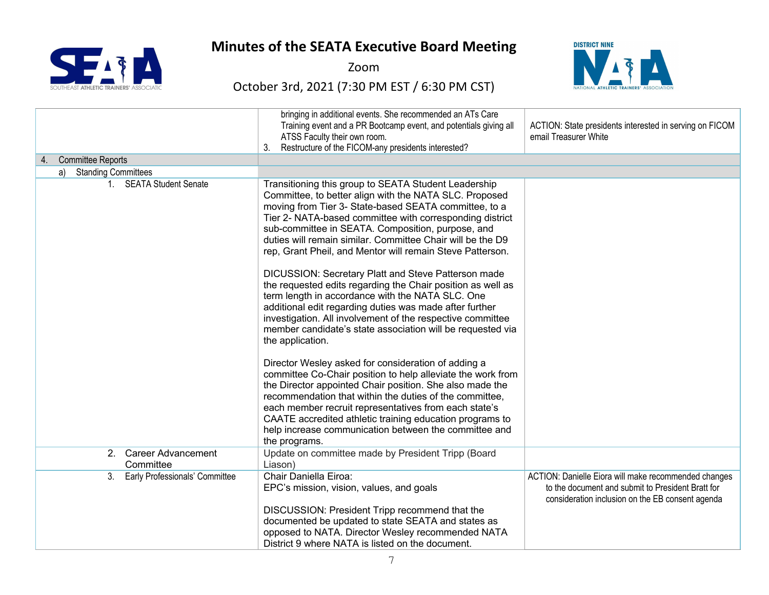# Minutes of the SEATA Executive Board Meeting

Zoom

October 3rd, 2021 (7:30 PM EST / 6:30 PM CST)

| | | |
|---|---|---|
| | bringing in additional events. She recommended an ATs Care Training event and a PR Bootcamp event, and potentials giving all ATSS Faculty their own room.<br>3. Restructure of the FICOM-any presidents interested? | ACTION: State presidents interested in serving on FICOM email Treasurer White |
| 4. Committee Reports | | |
| a) Standing Committees | | |
| 1. SEATA Student Senate | Transitioning this group to SEATA Student Leadership Committee, to better align with the NATA SLC. Proposed moving from Tier 3- State-based SEATA committee, to a Tier 2- NATA-based committee with corresponding district sub-committee in SEATA. Composition, purpose, and duties will remain similar. Committee Chair will be the D9 rep, Grant Pheil, and Mentor will remain Steve Patterson.<br><br>DICUSSION: Secretary Platt and Steve Patterson made the requested edits regarding the Chair position as well as term length in accordance with the NATA SLC. One additional edit regarding duties was made after further investigation. All involvement of the respective committee member candidate's state association will be requested via the application.<br><br>Director Wesley asked for consideration of adding a committee Co-Chair position to help alleviate the work from the Director appointed Chair position. She also made the recommendation that within the duties of the committee, each member recruit representatives from each state's CAATE accredited athletic training education programs to help increase communication between the committee and the programs. | |
| 2. Career Advancement Committee | Update on committee made by President Tripp (Board Liason) | |
| 3. Early Professionals' Committee | Chair Daniella Eiroa:<br>EPC's mission, vision, values, and goals<br><br>DISCUSSION: President Tripp recommend that the documented be updated to state SEATA and states as opposed to NATA. Director Wesley recommended NATA District 9 where NATA is listed on the document. | ACTION: Danielle Eiora will make recommended changes to the document and submit to President Bratt for consideration inclusion on the EB consent agenda |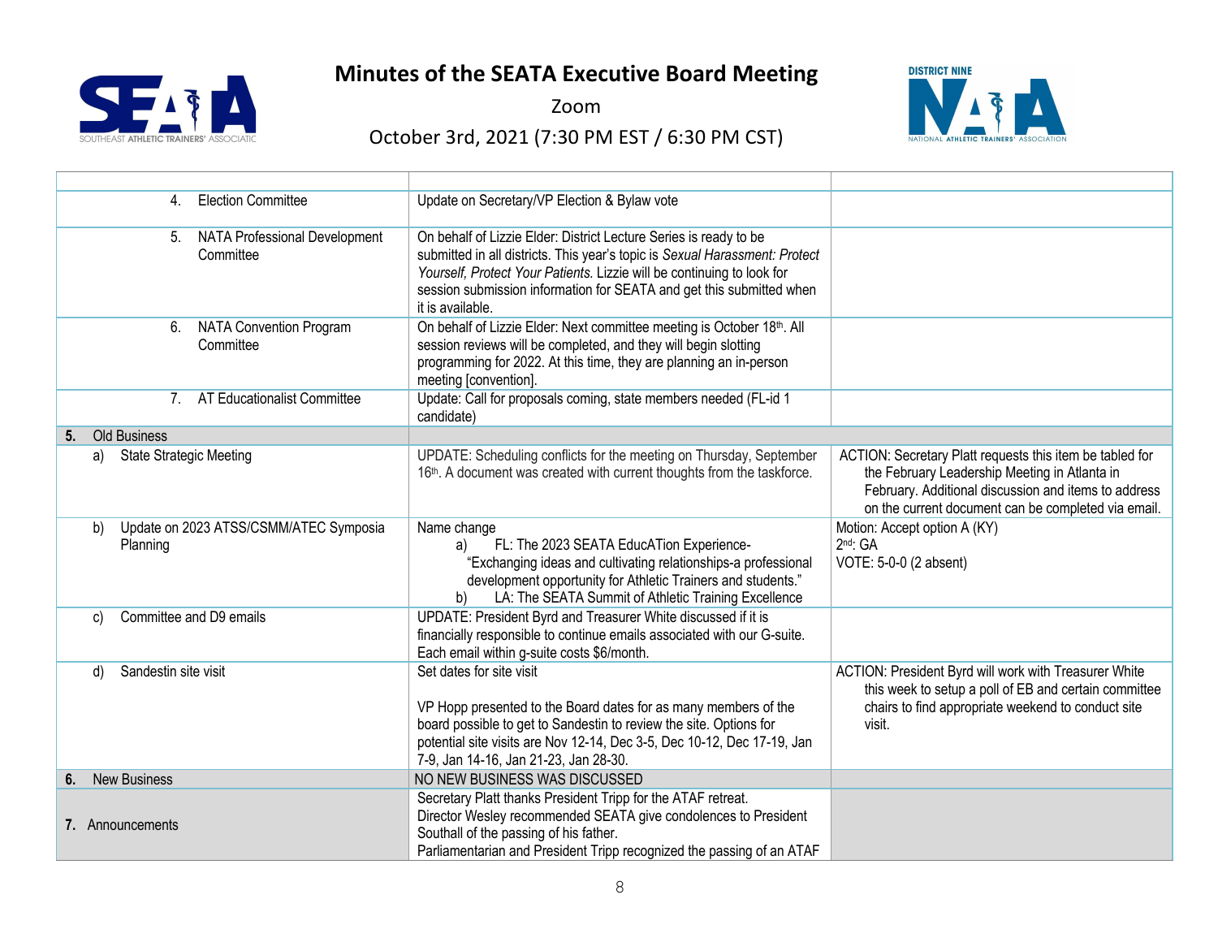# Minutes of the SEATA Executive Board Meeting

Zoom

October 3rd, 2021 (7:30 PM EST / 6:30 PM CST)

| | | |
|---|---|---|
| 4. Election Committee | Update on Secretary/VP Election & Bylaw vote | |
| 5. NATA Professional Development Committee | On behalf of Lizzie Elder: District Lecture Series is ready to be submitted in all districts. This year's topic is *Sexual Harassment: Protect Yourself, Protect Your Patients.* Lizzie will be continuing to look for session submission information for SEATA and get this submitted when it is available. | |
| 6. NATA Convention Program Committee | On behalf of Lizzie Elder: Next committee meeting is October 18th. All session reviews will be completed, and they will begin slotting programming for 2022. At this time, they are planning an in-person meeting [convention]. | |
| 7. AT Educationalist Committee | Update: Call for proposals coming, state members needed (FL-id 1 candidate) | |
| **5.** Old Business | | |
| a) State Strategic Meeting | UPDATE: Scheduling conflicts for the meeting on Thursday, September 16th. A document was created with current thoughts from the taskforce. | ACTION: Secretary Platt requests this item be tabled for the February Leadership Meeting in Atlanta in February. Additional discussion and items to address on the current document can be completed via email. |
| b) Update on 2023 ATSS/CSMM/ATEC Symposia Planning | Name change<br>a) FL: The 2023 SEATA EducATion Experience- "Exchanging ideas and cultivating relationships-a professional development opportunity for Athletic Trainers and students."<br>b) LA: The SEATA Summit of Athletic Training Excellence | Motion: Accept option A (KY)<br>2nd: GA<br>VOTE: 5-0-0 (2 absent) |
| c) Committee and D9 emails | UPDATE: President Byrd and Treasurer White discussed if it is financially responsible to continue emails associated with our G-suite. Each email within g-suite costs $6/month. | |
| d) Sandestin site visit | Set dates for site visit<br><br>VP Hopp presented to the Board dates for as many members of the board possible to get to Sandestin to review the site. Options for potential site visits are Nov 12-14, Dec 3-5, Dec 10-12, Dec 17-19, Jan 7-9, Jan 14-16, Jan 21-23, Jan 28-30. | ACTION: President Byrd will work with Treasurer White this week to setup a poll of EB and certain committee chairs to find appropriate weekend to conduct site visit. |
| **6.** New Business | NO NEW BUSINESS WAS DISCUSSED | |
| **7.** Announcements | Secretary Platt thanks President Tripp for the ATAF retreat.<br>Director Wesley recommended SEATA give condolences to President Southall of the passing of his father.<br>Parliamentarian and President Tripp recognized the passing of an ATAF | |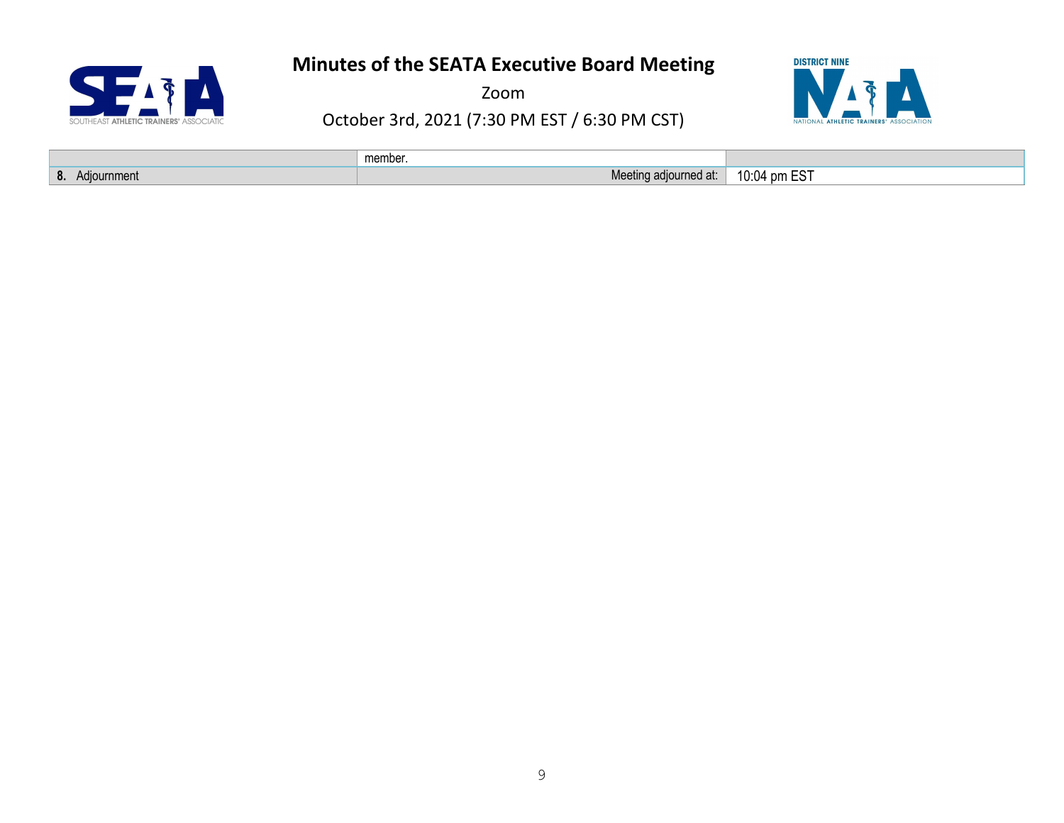| | | |
|---|---|---|
| | member. | |
| **8.** Adjournment | Meeting adjourned at: | 10:04 pm EST |